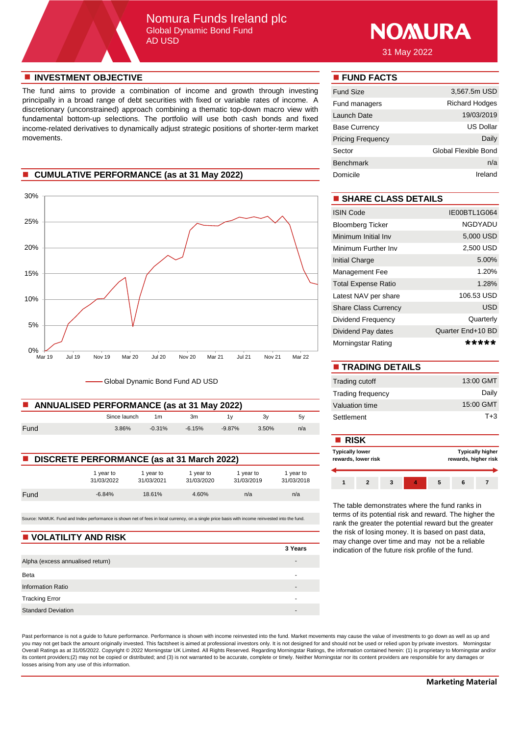# Nomura Funds Ireland plc

## Global Dynamic Bond Fund

AD USD

NOMURA

31 May 2022

## INVESTMENT OBJECTIVE

The fund aims to provide a combination of income and growth through investing principally in a broad range of debt securities with fixed or variable rates of income. A discretionary (unconstrained) approach combining a thematic top-down macro view with fundamental bottom-up selections. The portfolio will use both cash bonds and fixed income-related derivatives to dynamically adjust strategic positions of shorter-term market movements.

## CUMULATIVE PERFORMANCE (as at 31 May 2022)

30%
25%
20%
15%
10%
5%
0%

Mar 19, Jul 19, Nov 19, Mar 20, Jul 20, Nov 20, Mar 21, Jul 21, Nov 21, Mar 22

Global Dynamic Bond Fund AD USD

## ANNUALISED PERFORMANCE (as at 31 May 2022)

| | Since launch | 1m | 3m | 1y | 3y | 5y |
|---|---|---|---|---|---|---|
| Fund | 3.86% | -0.31% | -6.15% | -9.87% | 3.50% | n/a |

## DISCRETE PERFORMANCE (as at 31 March 2022)

| | 1 year to 31/03/2022 | 1 year to 31/03/2021 | 1 year to 31/03/2020 | 1 year to 31/03/2019 | 1 year to 31/03/2018 |
|---|---|---|---|---|---|
| Fund | -6.84% | 18.61% | 4.60% | n/a | n/a |

Source: NAMUK. Fund and Index performance is shown net of fees in local currency, on a single price basis with income reinvested into the fund.

## VOLATILITY AND RISK

| | 3 Years |
|---|---|
| Alpha (excess annualised return) | - |
| Beta | - |
| Information Ratio | - |
| Tracking Error | - |
| Standard Deviation | - |

## FUND FACTS

| | |
|---|---|
| Fund Size | 3,567.5m USD |
| Fund managers | Richard Hodges |
| Launch Date | 19/03/2019 |
| Base Currency | US Dollar |
| Pricing Frequency | Daily |
| Sector | Global Flexible Bond |
| Benchmark | n/a |
| Domicile | Ireland |

## SHARE CLASS DETAILS

| | |
|---|---|
| ISIN Code | IE00BTL1G064 |
| Bloomberg Ticker | NGDYADU |
| Minimum Initial Inv | 5,000 USD |
| Minimum Further Inv | 2,500 USD |
| Initial Charge | 5.00% |
| Management Fee | 1.20% |
| Total Expense Ratio | 1.28% |
| Latest NAV per share | 106.53 USD |
| Share Class Currency | USD |
| Dividend Frequency | Quarterly |
| Dividend Pay dates | Quarter End+10 BD |
| Morningstar Rating | ***** |

## TRADING DETAILS

| | |
|---|---|
| Trading cutoff | 13:00 GMT |
| Trading frequency | Daily |
| Valuation time | 15:00 GMT |
| Settlement | T+3 |

## RISK

**Typically lower rewards, lower risk** — **Typically higher rewards, higher risk**

| 1 | 2 | 3 | **4** | 5 | 6 | 7 |
|---|---|---|---|---|---|---|

The table demonstrates where the fund ranks in terms of its potential risk and reward. The higher the rank the greater the potential reward but the greater the risk of losing money. It is based on past data, may change over time and may not be a reliable indication of the future risk profile of the fund.

Past performance is not a guide to future performance. Performance is shown with income reinvested into the fund. Market movements may cause the value of investments to go down as well as up and you may not get back the amount originally invested. This factsheet is aimed at professional investors only. It is not designed for and should not be used or relied upon by private investors. Morningstar Overall Ratings as at 31/05/2022. Copyright © 2022 Morningstar UK Limited. All Rights Reserved. Regarding Morningstar Ratings, the information contained herein: (1) is proprietary to Morningstar and/or its content providers;(2) may not be copied or distributed; and (3) is not warranted to be accurate, complete or timely. Neither Morningstar nor its content providers are responsible for any damages or losses arising from any use of this information.

**Marketing Material**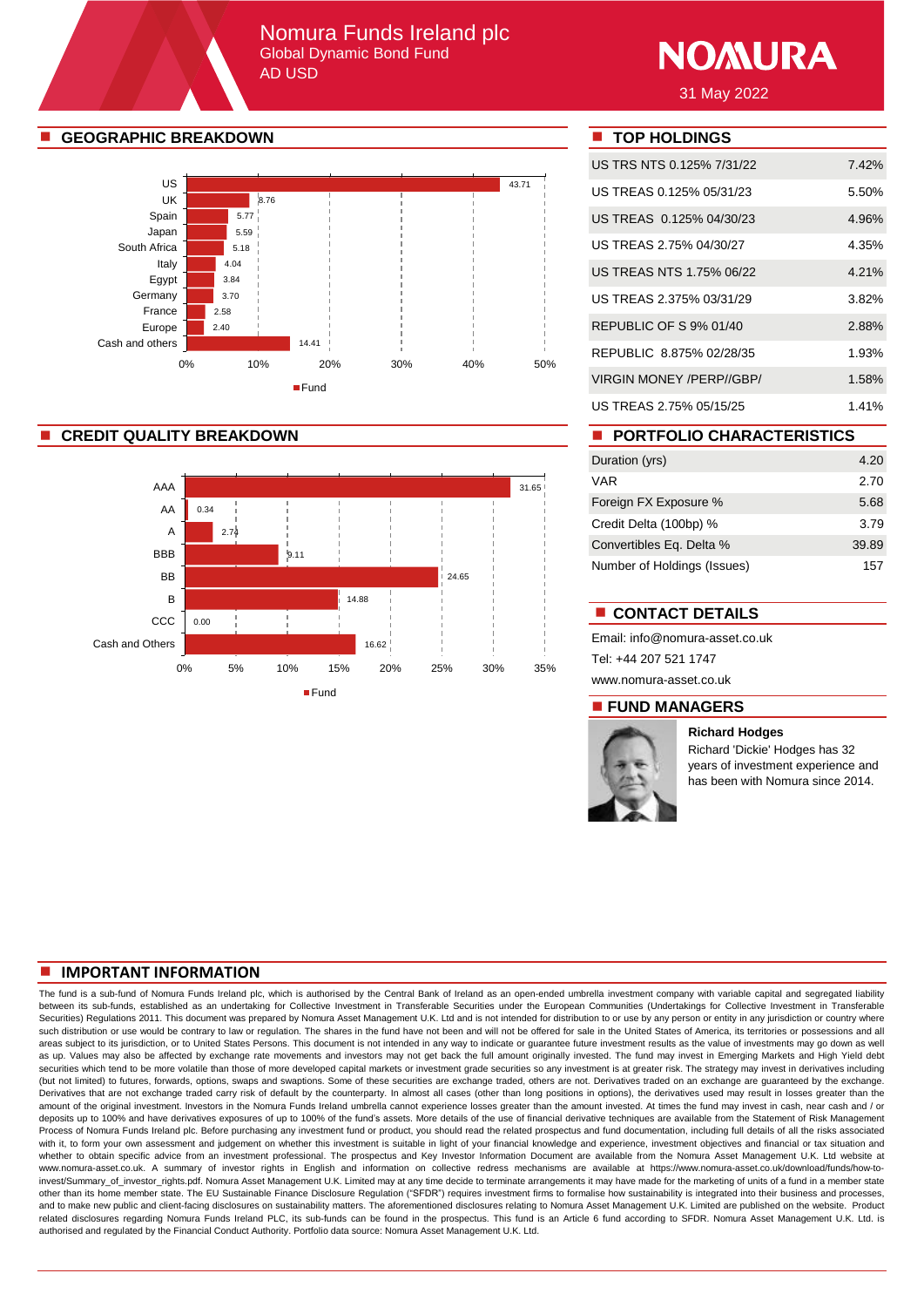# Nomura Funds Ireland plc

Global Dynamic Bond Fund

AD USD

NOMURA

31 May 2022

## GEOGRAPHIC BREAKDOWN

US 43.71
UK 8.76
Spain 5.77
Japan 5.59
South Africa 5.18
Italy 4.04
Egypt 3.84
Germany 3.70
France 2.58
Europe 2.40
Cash and others 14.41

0% 10% 20% 30% 40% 50%

Fund

## TOP HOLDINGS

| | |
|---|---|
| US TRS NTS 0.125% 7/31/22 | 7.42% |
| US TREAS 0.125% 05/31/23 | 5.50% |
| US TREAS 0.125% 04/30/23 | 4.96% |
| US TREAS 2.75% 04/30/27 | 4.35% |
| US TREAS NTS 1.75% 06/22 | 4.21% |
| US TREAS 2.375% 03/31/29 | 3.82% |
| REPUBLIC OF S 9% 01/40 | 2.88% |
| REPUBLIC 8.875% 02/28/35 | 1.93% |
| VIRGIN MONEY /PERP//GBP/ | 1.58% |
| US TREAS 2.75% 05/15/25 | 1.41% |

## CREDIT QUALITY BREAKDOWN

AAA 31.65
AA 0.34
A 2.74
BBB 9.11
BB 24.65
B 14.88
CCC 0.00
Cash and Others 16.62

0% 5% 10% 15% 20% 25% 30% 35%

Fund

## PORTFOLIO CHARACTERISTICS

| | |
|---|---|
| Duration (yrs) | 4.20 |
| VAR | 2.70 |
| Foreign FX Exposure % | 5.68 |
| Credit Delta (100bp) % | 3.79 |
| Convertibles Eq. Delta % | 39.89 |
| Number of Holdings (Issues) | 157 |

## CONTACT DETAILS

Email: info@nomura-asset.co.uk

Tel: +44 207 521 1747

www.nomura-asset.co.uk

## FUND MANAGERS

**Richard Hodges**

Richard 'Dickie' Hodges has 32 years of investment experience and has been with Nomura since 2014.

## IMPORTANT INFORMATION

The fund is a sub-fund of Nomura Funds Ireland plc, which is authorised by the Central Bank of Ireland as an open-ended umbrella investment company with variable capital and segregated liability between its sub-funds, established as an undertaking for Collective Investment in Transferable Securities under the European Communities (Undertakings for Collective Investment in Transferable Securities) Regulations 2011. This document was prepared by Nomura Asset Management U.K. Ltd and is not intended for distribution to or use by any person or entity in any jurisdiction or country where such distribution or use would be contrary to law or regulation. The shares in the fund have not been and will not be offered for sale in the United States of America, its territories or possessions and all areas subject to its jurisdiction, or to United States Persons. This document is not intended in any way to indicate or guarantee future investment results as the value of investments may go down as well as up. Values may also be affected by exchange rate movements and investors may not get back the full amount originally invested. The fund may invest in Emerging Markets and High Yield debt securities which tend to be more volatile than those of more developed capital markets or investment grade securities so any investment is at greater risk. The strategy may invest in derivatives including (but not limited) to futures, forwards, options, swaps and swaptions. Some of these securities are exchange traded, others are not. Derivatives traded on an exchange are guaranteed by the exchange. Derivatives that are not exchange traded carry risk of default by the counterparty. In almost all cases (other than long positions in options), the derivatives used may result in losses greater than the amount of the original investment. Investors in the Nomura Funds Ireland umbrella cannot experience losses greater than the amount invested. At times the fund may invest in cash, near cash and / or deposits up to 100% and have derivatives exposures of up to 100% of the fund's assets. More details of the use of financial derivative techniques are available from the Statement of Risk Management Process of Nomura Funds Ireland plc. Before purchasing any investment fund or product, you should read the related prospectus and fund documentation, including full details of all the risks associated with it, to form your own assessment and judgement on whether this investment is suitable in light of your financial knowledge and experience, investment objectives and financial or tax situation and whether to obtain specific advice from an investment professional. The prospectus and Key Investor Information Document are available from the Nomura Asset Management U.K. Ltd website at www.nomura-asset.co.uk. A summary of investor rights in English and information on collective redress mechanisms are available at https://www.nomura-asset.co.uk/download/funds/how-to-invest/Summary_of_investor_rights.pdf. Nomura Asset Management U.K. Limited may at any time decide to terminate arrangements it may have made for the marketing of units of a fund in a member state other than its home member state. The EU Sustainable Finance Disclosure Regulation ("SFDR") requires investment firms to formalise how sustainability is integrated into their business and processes, and to make new public and client-facing disclosures on sustainability matters. The aforementioned disclosures relating to Nomura Asset Management U.K. Limited are published on the website. Product related disclosures regarding Nomura Funds Ireland PLC, its sub-funds can be found in the prospectus. This fund is an Article 6 fund according to SFDR. Nomura Asset Management U.K. Ltd. is authorised and regulated by the Financial Conduct Authority. Portfolio data source: Nomura Asset Management U.K. Ltd.